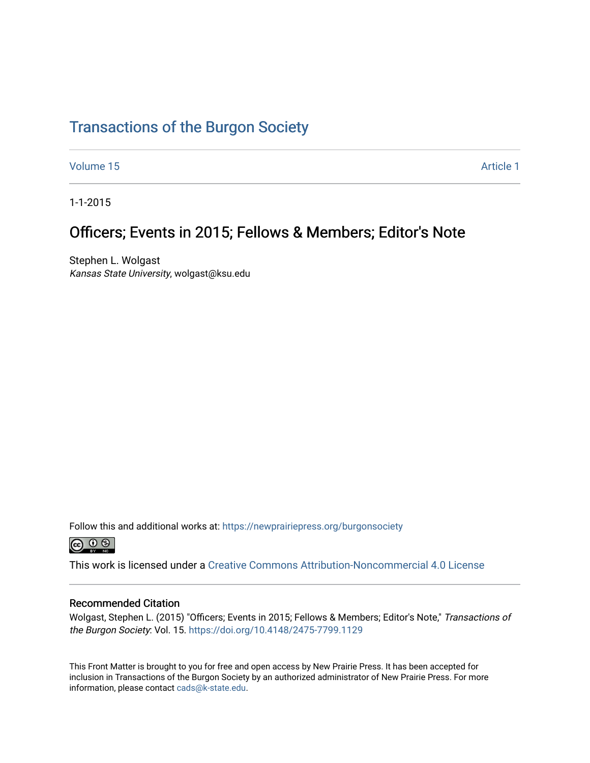# Transactions of the Burgon Society

Volume 15 | Article 1

1-1-2015

## Officers; Events in 2015; Fellows & Members; Editor's Note

Stephen L. Wolgast
*Kansas State University*, wolgast@ksu.edu

Follow this and additional works at: https://newprairiepress.org/burgonsociety

This work is licensed under a Creative Commons Attribution-Noncommercial 4.0 License

### Recommended Citation

Wolgast, Stephen L. (2015) "Officers; Events in 2015; Fellows & Members; Editor's Note," *Transactions of the Burgon Society*: Vol. 15. https://doi.org/10.4148/2475-7799.1129

This Front Matter is brought to you for free and open access by New Prairie Press. It has been accepted for inclusion in Transactions of the Burgon Society by an authorized administrator of New Prairie Press. For more information, please contact cads@k-state.edu.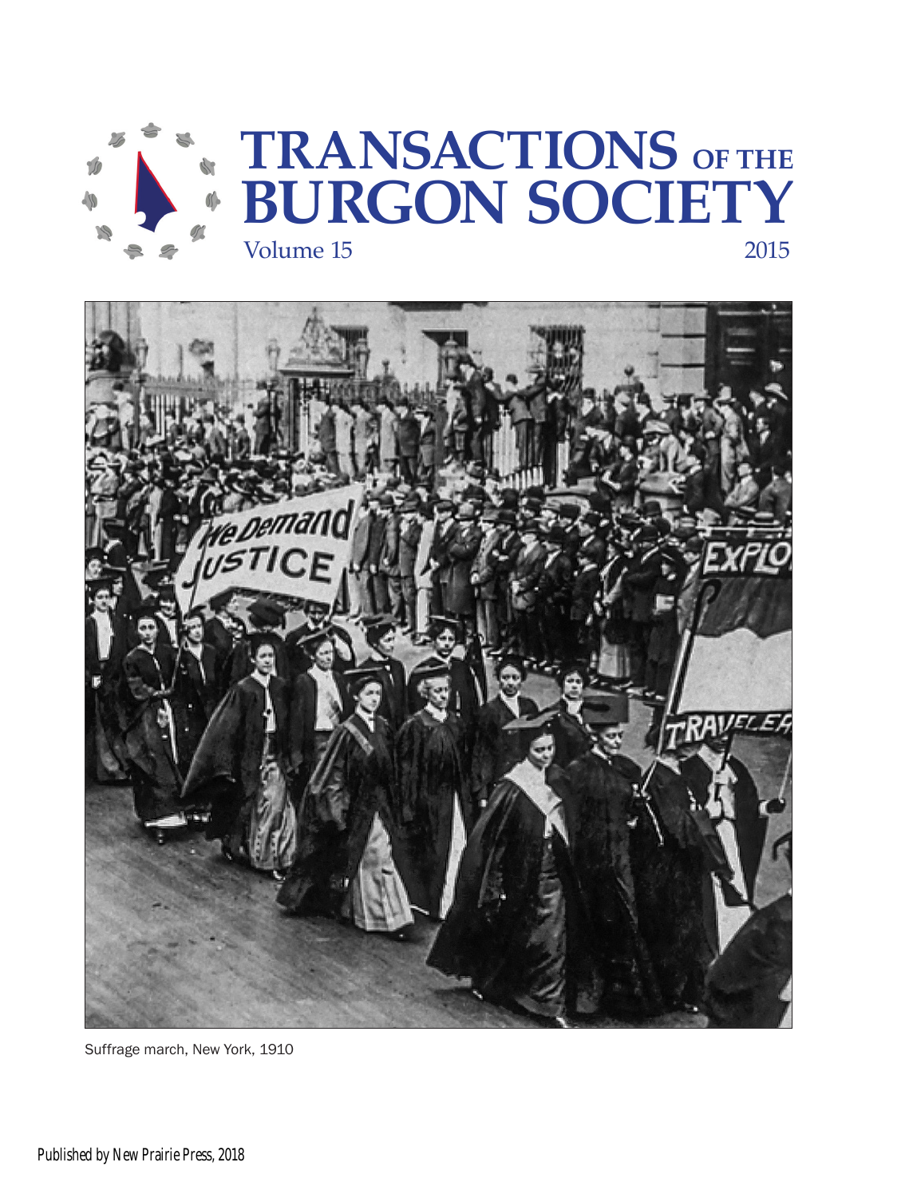# TRANSACTIONS OF THE BURGON SOCIETY

Volume 15

2015

Suffrage march, New York, 1910

Published by New Prairie Press, 2018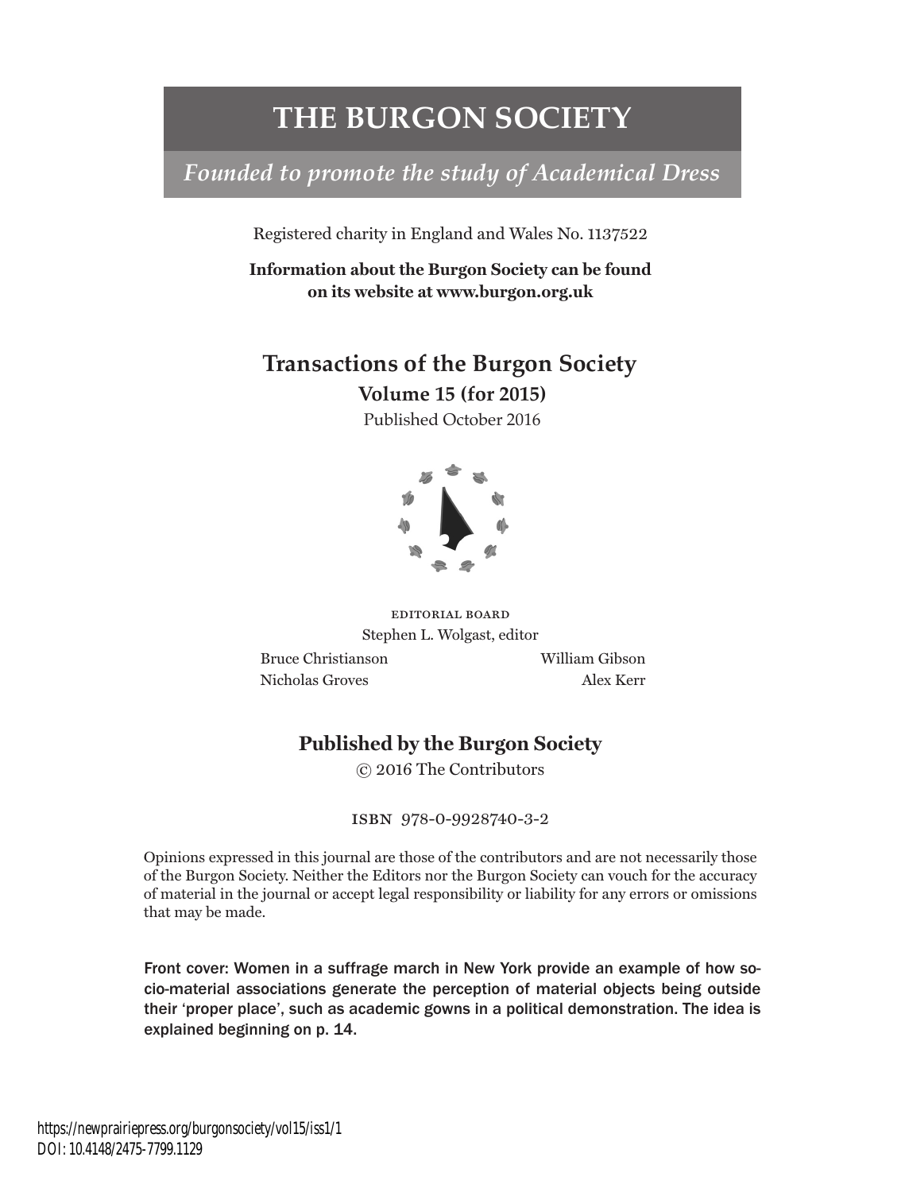# THE BURGON SOCIETY

*Founded to promote the study of Academical Dress*

Registered charity in England and Wales No. 1137522

**Information about the Burgon Society can be found on its website at www.burgon.org.uk**

## Transactions of the Burgon Society

**Volume 15 (for 2015)**

Published October 2016

EDITORIAL BOARD

Stephen L. Wolgast, editor

Bruce Christianson
William Gibson
Nicholas Groves
Alex Kerr

**Published by the Burgon Society**

© 2016 The Contributors

ISBN 978-0-9928740-3-2

Opinions expressed in this journal are those of the contributors and are not necessarily those of the Burgon Society. Neither the Editors nor the Burgon Society can vouch for the accuracy of material in the journal or accept legal responsibility or liability for any errors or omissions that may be made.

Front cover: Women in a suffrage march in New York provide an example of how socio-material associations generate the perception of material objects being outside their 'proper place', such as academic gowns in a political demonstration. The idea is explained beginning on p. 14.

https://newprairiepress.org/burgonsociety/vol15/iss1/1
DOI: 10.4148/2475-7799.1129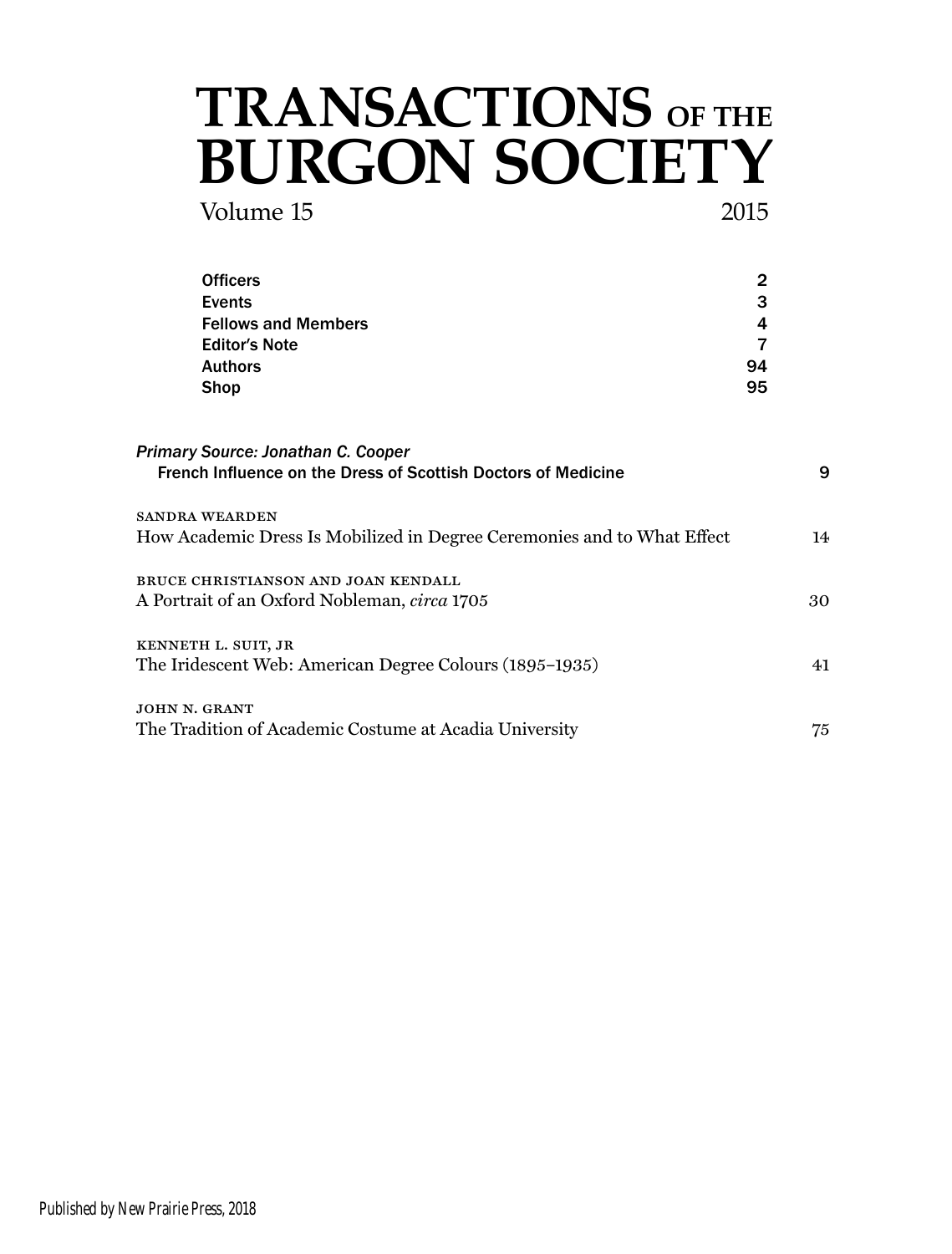# TRANSACTIONS OF THE BURGON SOCIETY

Volume 15 2015

| | |
|---|---|
| Officers | 2 |
| Events | 3 |
| Fellows and Members | 4 |
| Editor's Note | 7 |
| Authors | 94 |
| Shop | 95 |

*Primary Source: Jonathan C. Cooper*
French Influence on the Dress of Scottish Doctors of Medicine — 9

SANDRA WEARDEN
How Academic Dress Is Mobilized in Degree Ceremonies and to What Effect — 14

BRUCE CHRISTIANSON AND JOAN KENDALL
A Portrait of an Oxford Nobleman, *circa* 1705 — 30

KENNETH L. SUIT, JR
The Iridescent Web: American Degree Colours (1895–1935) — 41

JOHN N. GRANT
The Tradition of Academic Costume at Acadia University — 75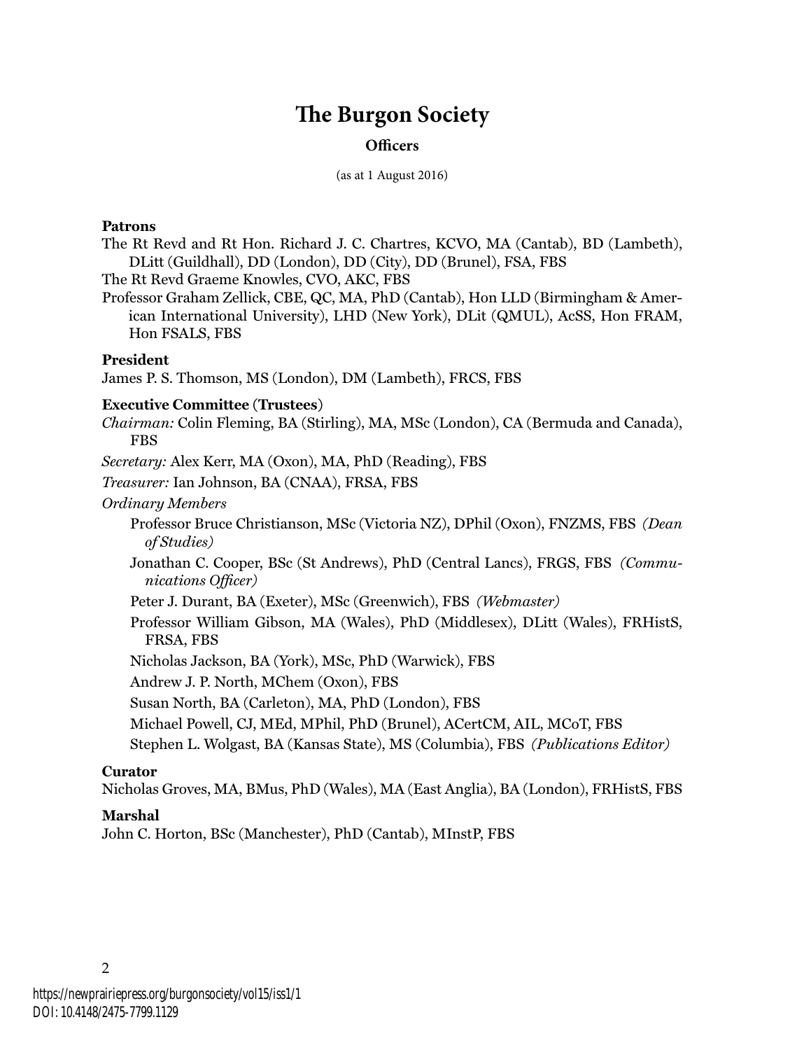# The Burgon Society

## Officers

(as at 1 August 2016)

**Patrons**

The Rt Revd and Rt Hon. Richard J. C. Chartres, KCVO, MA (Cantab), BD (Lambeth), DLitt (Guildhall), DD (London), DD (City), DD (Brunel), FSA, FBS

The Rt Revd Graeme Knowles, CVO, AKC, FBS

Professor Graham Zellick, CBE, QC, MA, PhD (Cantab), Hon LLD (Birmingham & American International University), LHD (New York), DLit (QMUL), AcSS, Hon FRAM, Hon FSALS, FBS

**President**

James P. S. Thomson, MS (London), DM (Lambeth), FRCS, FBS

**Executive Committee (Trustees)**

*Chairman:* Colin Fleming, BA (Stirling), MA, MSc (London), CA (Bermuda and Canada), FBS

*Secretary:* Alex Kerr, MA (Oxon), MA, PhD (Reading), FBS

*Treasurer:* Ian Johnson, BA (CNAA), FRSA, FBS

*Ordinary Members*

- Professor Bruce Christianson, MSc (Victoria NZ), DPhil (Oxon), FNZMS, FBS *(Dean of Studies)*
- Jonathan C. Cooper, BSc (St Andrews), PhD (Central Lancs), FRGS, FBS *(Communications Officer)*
- Peter J. Durant, BA (Exeter), MSc (Greenwich), FBS *(Webmaster)*
- Professor William Gibson, MA (Wales), PhD (Middlesex), DLitt (Wales), FRHistS, FRSA, FBS
- Nicholas Jackson, BA (York), MSc, PhD (Warwick), FBS
- Andrew J. P. North, MChem (Oxon), FBS
- Susan North, BA (Carleton), MA, PhD (London), FBS
- Michael Powell, CJ, MEd, MPhil, PhD (Brunel), ACertCM, AIL, MCoT, FBS
- Stephen L. Wolgast, BA (Kansas State), MS (Columbia), FBS *(Publications Editor)*

**Curator**

Nicholas Groves, MA, BMus, PhD (Wales), MA (East Anglia), BA (London), FRHistS, FBS

**Marshal**

John C. Horton, BSc (Manchester), PhD (Cantab), MInstP, FBS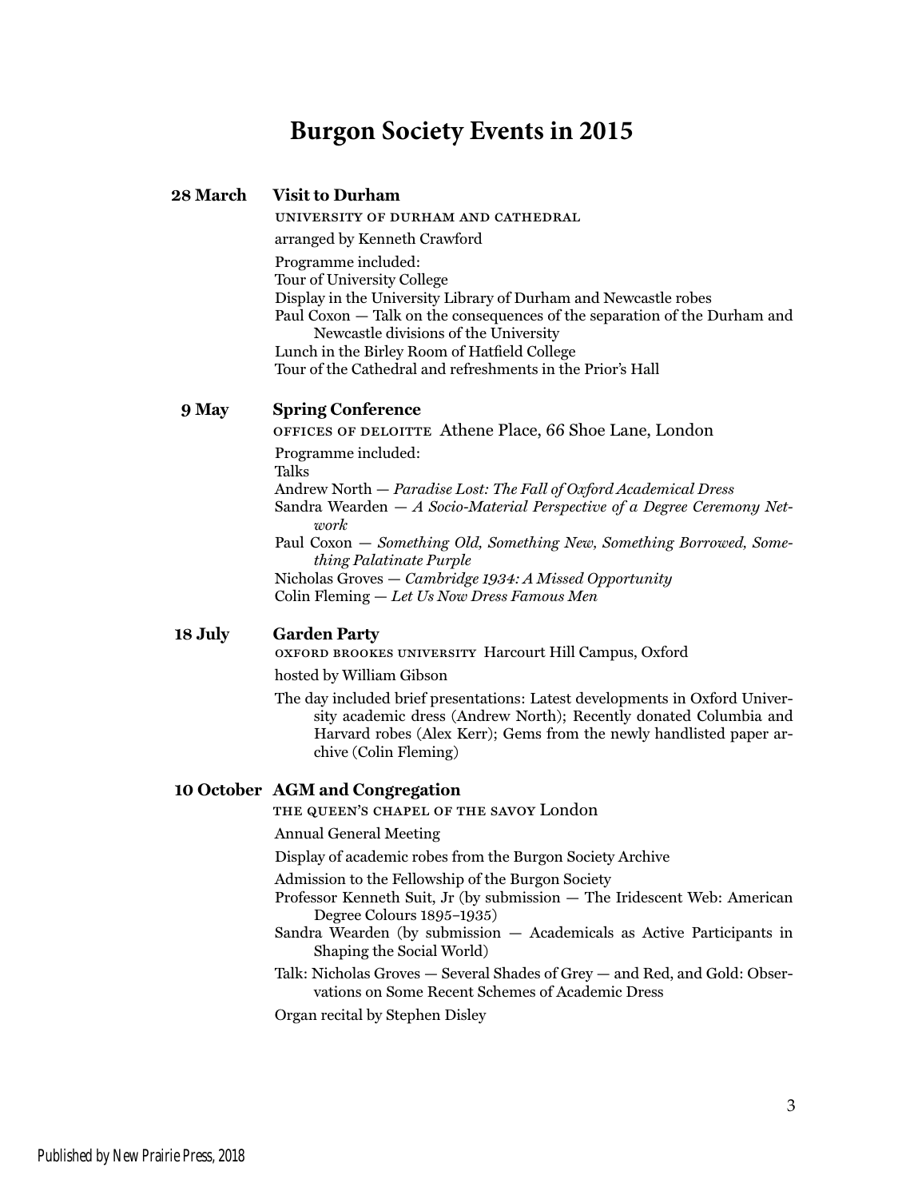# Burgon Society Events in 2015

**28 March** **Visit to Durham**

UNIVERSITY OF DURHAM AND CATHEDRAL

arranged by Kenneth Crawford

Programme included:
Tour of University College
Display in the University Library of Durham and Newcastle robes
Paul Coxon — Talk on the consequences of the separation of the Durham and Newcastle divisions of the University
Lunch in the Birley Room of Hatfield College
Tour of the Cathedral and refreshments in the Prior's Hall

**9 May** **Spring Conference**

OFFICES OF DELOITTE Athene Place, 66 Shoe Lane, London

Programme included:
Talks
Andrew North — *Paradise Lost: The Fall of Oxford Academical Dress*
Sandra Wearden — *A Socio-Material Perspective of a Degree Ceremony Network*
Paul Coxon — *Something Old, Something New, Something Borrowed, Something Palatinate Purple*
Nicholas Groves — *Cambridge 1934: A Missed Opportunity*
Colin Fleming — *Let Us Now Dress Famous Men*

**18 July** **Garden Party**

OXFORD BROOKES UNIVERSITY Harcourt Hill Campus, Oxford

hosted by William Gibson

The day included brief presentations: Latest developments in Oxford University academic dress (Andrew North); Recently donated Columbia and Harvard robes (Alex Kerr); Gems from the newly handlisted paper archive (Colin Fleming)

**10 October** **AGM and Congregation**

THE QUEEN'S CHAPEL OF THE SAVOY London

Annual General Meeting

Display of academic robes from the Burgon Society Archive

Admission to the Fellowship of the Burgon Society
Professor Kenneth Suit, Jr (by submission — The Iridescent Web: American Degree Colours 1895–1935)
Sandra Wearden (by submission — Academicals as Active Participants in Shaping the Social World)

Talk: Nicholas Groves — Several Shades of Grey — and Red, and Gold: Observations on Some Recent Schemes of Academic Dress

Organ recital by Stephen Disley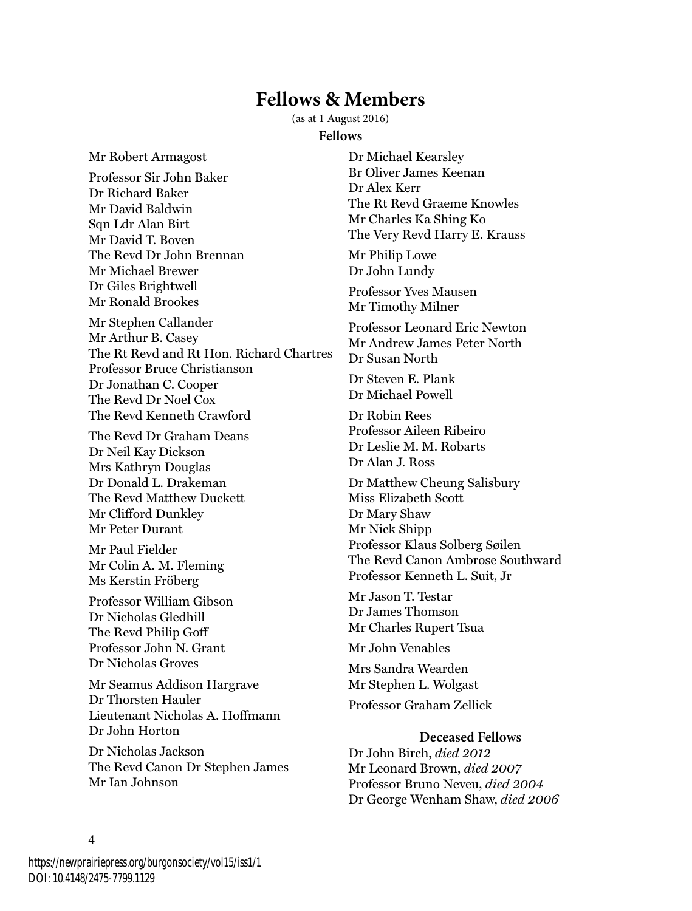# Fellows & Members

(as at 1 August 2016)

## Fellows

Mr Robert Armagost

Professor Sir John Baker
Dr Richard Baker
Mr David Baldwin
Sqn Ldr Alan Birt
Mr David T. Boven
The Revd Dr John Brennan
Mr Michael Brewer
Dr Giles Brightwell
Mr Ronald Brookes

Mr Stephen Callander
Mr Arthur B. Casey
The Rt Revd and Rt Hon. Richard Chartres
Professor Bruce Christianson
Dr Jonathan C. Cooper
The Revd Dr Noel Cox
The Revd Kenneth Crawford

The Revd Dr Graham Deans
Dr Neil Kay Dickson
Mrs Kathryn Douglas
Dr Donald L. Drakeman
The Revd Matthew Duckett
Mr Clifford Dunkley
Mr Peter Durant

Mr Paul Fielder
Mr Colin A. M. Fleming
Ms Kerstin Fröberg

Professor William Gibson
Dr Nicholas Gledhill
The Revd Philip Goff
Professor John N. Grant
Dr Nicholas Groves

Mr Seamus Addison Hargrave
Dr Thorsten Hauler
Lieutenant Nicholas A. Hoffmann
Dr John Horton

Dr Nicholas Jackson
The Revd Canon Dr Stephen James
Mr Ian Johnson

Dr Michael Kearsley
Br Oliver James Keenan
Dr Alex Kerr
The Rt Revd Graeme Knowles
Mr Charles Ka Shing Ko
The Very Revd Harry E. Krauss

Mr Philip Lowe
Dr John Lundy

Professor Yves Mausen
Mr Timothy Milner

Professor Leonard Eric Newton
Mr Andrew James Peter North
Dr Susan North

Dr Steven E. Plank
Dr Michael Powell

Dr Robin Rees
Professor Aileen Ribeiro
Dr Leslie M. M. Robarts
Dr Alan J. Ross

Dr Matthew Cheung Salisbury
Miss Elizabeth Scott
Dr Mary Shaw
Mr Nick Shipp
Professor Klaus Solberg Søilen
The Revd Canon Ambrose Southward
Professor Kenneth L. Suit, Jr

Mr Jason T. Testar
Dr James Thomson
Mr Charles Rupert Tsua

Mr John Venables

Mrs Sandra Wearden
Mr Stephen L. Wolgast

Professor Graham Zellick

### Deceased Fellows

Dr John Birch, *died 2012*
Mr Leonard Brown, *died 2007*
Professor Bruno Neveu, *died 2004*
Dr George Wenham Shaw, *died 2006*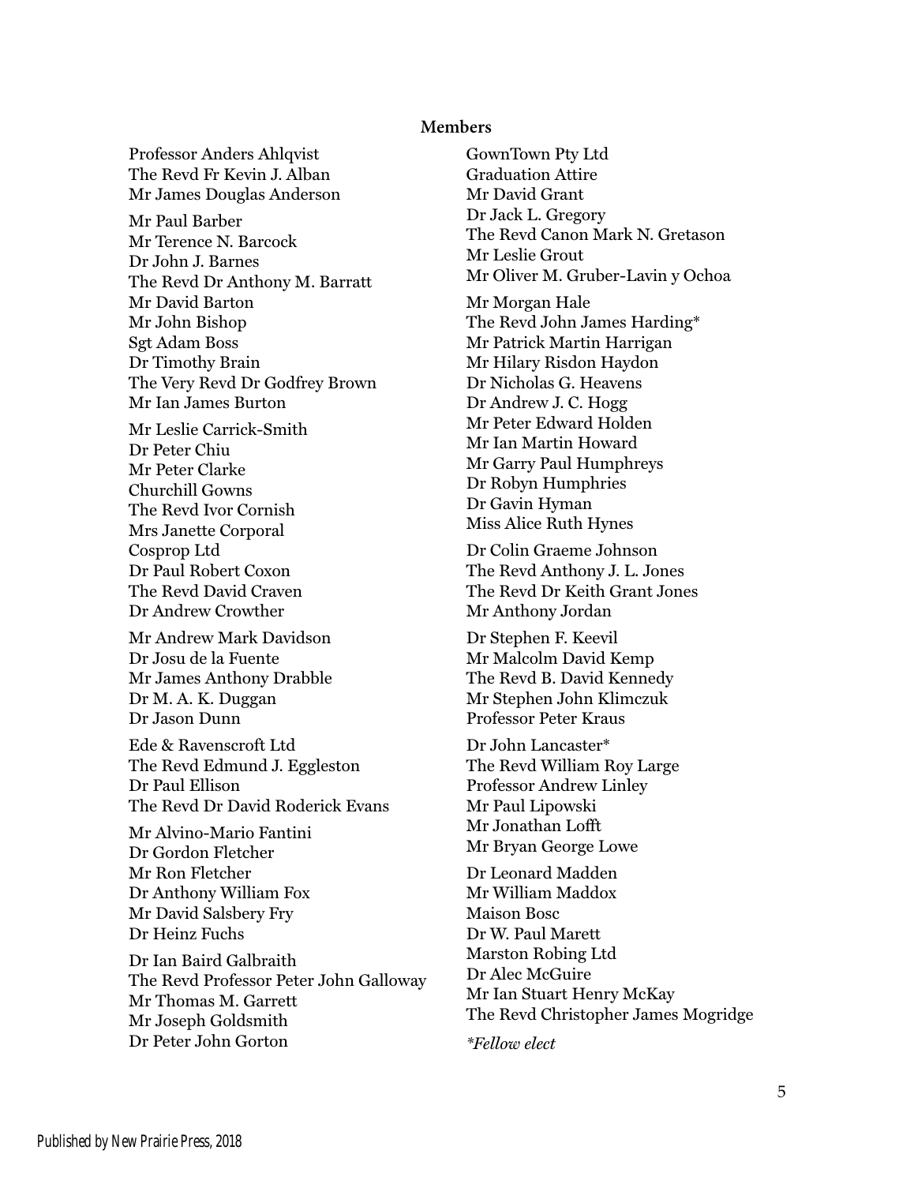**Members**

Professor Anders Ahlqvist
The Revd Fr Kevin J. Alban
Mr James Douglas Anderson

Mr Paul Barber
Mr Terence N. Barcock
Dr John J. Barnes
The Revd Dr Anthony M. Barratt
Mr David Barton
Mr John Bishop
Sgt Adam Boss
Dr Timothy Brain
The Very Revd Dr Godfrey Brown
Mr Ian James Burton

Mr Leslie Carrick-Smith
Dr Peter Chiu
Mr Peter Clarke
Churchill Gowns
The Revd Ivor Cornish
Mrs Janette Corporal
Cosprop Ltd
Dr Paul Robert Coxon
The Revd David Craven
Dr Andrew Crowther

Mr Andrew Mark Davidson
Dr Josu de la Fuente
Mr James Anthony Drabble
Dr M. A. K. Duggan
Dr Jason Dunn

Ede & Ravenscroft Ltd
The Revd Edmund J. Eggleston
Dr Paul Ellison
The Revd Dr David Roderick Evans

Mr Alvino-Mario Fantini
Dr Gordon Fletcher
Mr Ron Fletcher
Dr Anthony William Fox
Mr David Salsbery Fry
Dr Heinz Fuchs

Dr Ian Baird Galbraith
The Revd Professor Peter John Galloway
Mr Thomas M. Garrett
Mr Joseph Goldsmith
Dr Peter John Gorton
GownTown Pty Ltd
Graduation Attire
Mr David Grant
Dr Jack L. Gregory
The Revd Canon Mark N. Gretason
Mr Leslie Grout
Mr Oliver M. Gruber-Lavin y Ochoa

Mr Morgan Hale
The Revd John James Harding*
Mr Patrick Martin Harrigan
Mr Hilary Risdon Haydon
Dr Nicholas G. Heavens
Dr Andrew J. C. Hogg
Mr Peter Edward Holden
Mr Ian Martin Howard
Mr Garry Paul Humphreys
Dr Robyn Humphries
Dr Gavin Hyman
Miss Alice Ruth Hynes

Dr Colin Graeme Johnson
The Revd Anthony J. L. Jones
The Revd Dr Keith Grant Jones
Mr Anthony Jordan

Dr Stephen F. Keevil
Mr Malcolm David Kemp
The Revd B. David Kennedy
Mr Stephen John Klimczuk
Professor Peter Kraus

Dr John Lancaster*
The Revd William Roy Large
Professor Andrew Linley
Mr Paul Lipowski
Mr Jonathan Lofft
Mr Bryan George Lowe

Dr Leonard Madden
Mr William Maddox
Maison Bosc
Dr W. Paul Marett
Marston Robing Ltd
Dr Alec McGuire
Mr Ian Stuart Henry McKay
The Revd Christopher James Mogridge

*\*Fellow elect*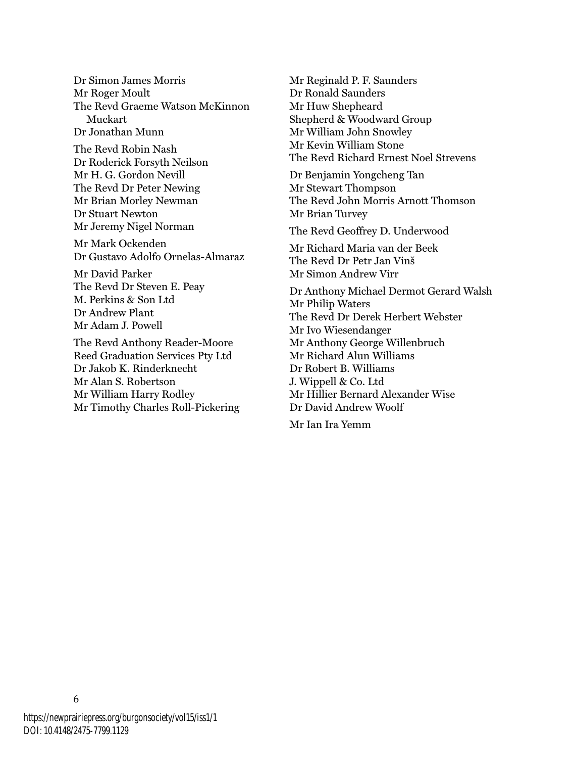Dr Simon James Morris
Mr Roger Moult
The Revd Graeme Watson McKinnon Muckart
Dr Jonathan Munn

The Revd Robin Nash
Dr Roderick Forsyth Neilson
Mr H. G. Gordon Nevill
The Revd Dr Peter Newing
Mr Brian Morley Newman
Dr Stuart Newton
Mr Jeremy Nigel Norman

Mr Mark Ockenden
Dr Gustavo Adolfo Ornelas-Almaraz

Mr David Parker
The Revd Dr Steven E. Peay
M. Perkins & Son Ltd
Dr Andrew Plant
Mr Adam J. Powell

The Revd Anthony Reader-Moore
Reed Graduation Services Pty Ltd
Dr Jakob K. Rinderknecht
Mr Alan S. Robertson
Mr William Harry Rodley
Mr Timothy Charles Roll-Pickering

Mr Reginald P. F. Saunders
Dr Ronald Saunders
Mr Huw Shepheard
Shepherd & Woodward Group
Mr William John Snowley
Mr Kevin William Stone
The Revd Richard Ernest Noel Strevens

Dr Benjamin Yongcheng Tan
Mr Stewart Thompson
The Revd John Morris Arnott Thomson
Mr Brian Turvey

The Revd Geoffrey D. Underwood

Mr Richard Maria van der Beek
The Revd Dr Petr Jan Vinš
Mr Simon Andrew Virr

Dr Anthony Michael Dermot Gerard Walsh
Mr Philip Waters
The Revd Dr Derek Herbert Webster
Mr Ivo Wiesendanger
Mr Anthony George Willenbruch
Mr Richard Alun Williams
Dr Robert B. Williams
J. Wippell & Co. Ltd
Mr Hillier Bernard Alexander Wise
Dr David Andrew Woolf

Mr Ian Ira Yemm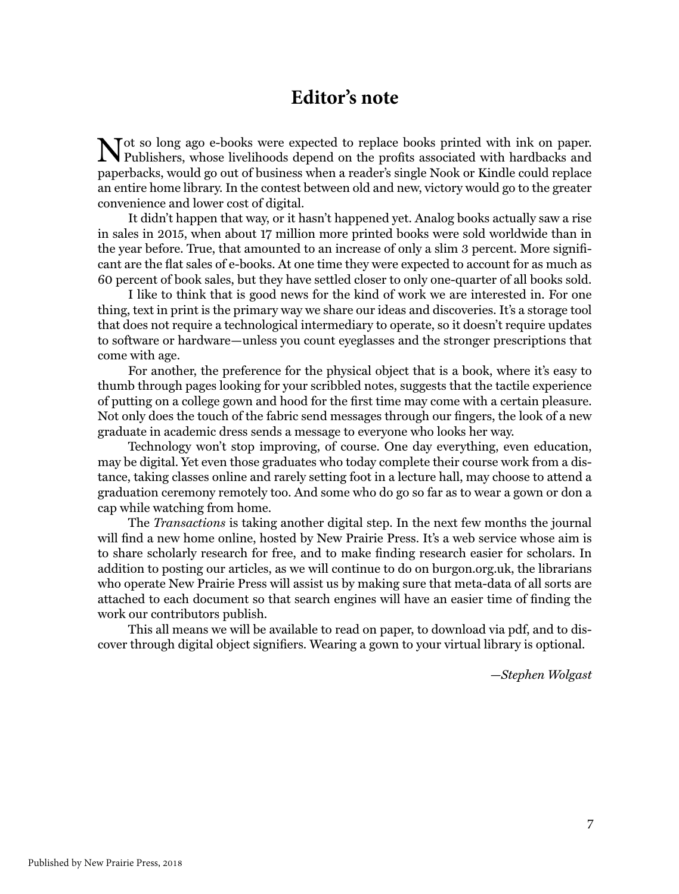## Editor's note

Not so long ago e-books were expected to replace books printed with ink on paper. Publishers, whose livelihoods depend on the profits associated with hardbacks and paperbacks, would go out of business when a reader's single Nook or Kindle could replace an entire home library. In the contest between old and new, victory would go to the greater convenience and lower cost of digital.

It didn't happen that way, or it hasn't happened yet. Analog books actually saw a rise in sales in 2015, when about 17 million more printed books were sold worldwide than in the year before. True, that amounted to an increase of only a slim 3 percent. More significant are the flat sales of e-books. At one time they were expected to account for as much as 60 percent of book sales, but they have settled closer to only one-quarter of all books sold.

I like to think that is good news for the kind of work we are interested in. For one thing, text in print is the primary way we share our ideas and discoveries. It's a storage tool that does not require a technological intermediary to operate, so it doesn't require updates to software or hardware—unless you count eyeglasses and the stronger prescriptions that come with age.

For another, the preference for the physical object that is a book, where it's easy to thumb through pages looking for your scribbled notes, suggests that the tactile experience of putting on a college gown and hood for the first time may come with a certain pleasure. Not only does the touch of the fabric send messages through our fingers, the look of a new graduate in academic dress sends a message to everyone who looks her way.

Technology won't stop improving, of course. One day everything, even education, may be digital. Yet even those graduates who today complete their course work from a distance, taking classes online and rarely setting foot in a lecture hall, may choose to attend a graduation ceremony remotely too. And some who do go so far as to wear a gown or don a cap while watching from home.

The *Transactions* is taking another digital step. In the next few months the journal will find a new home online, hosted by New Prairie Press. It's a web service whose aim is to share scholarly research for free, and to make finding research easier for scholars. In addition to posting our articles, as we will continue to do on burgon.org.uk, the librarians who operate New Prairie Press will assist us by making sure that meta-data of all sorts are attached to each document so that search engines will have an easier time of finding the work our contributors publish.

This all means we will be available to read on paper, to download via pdf, and to discover through digital object signifiers. Wearing a gown to your virtual library is optional.

*—Stephen Wolgast*